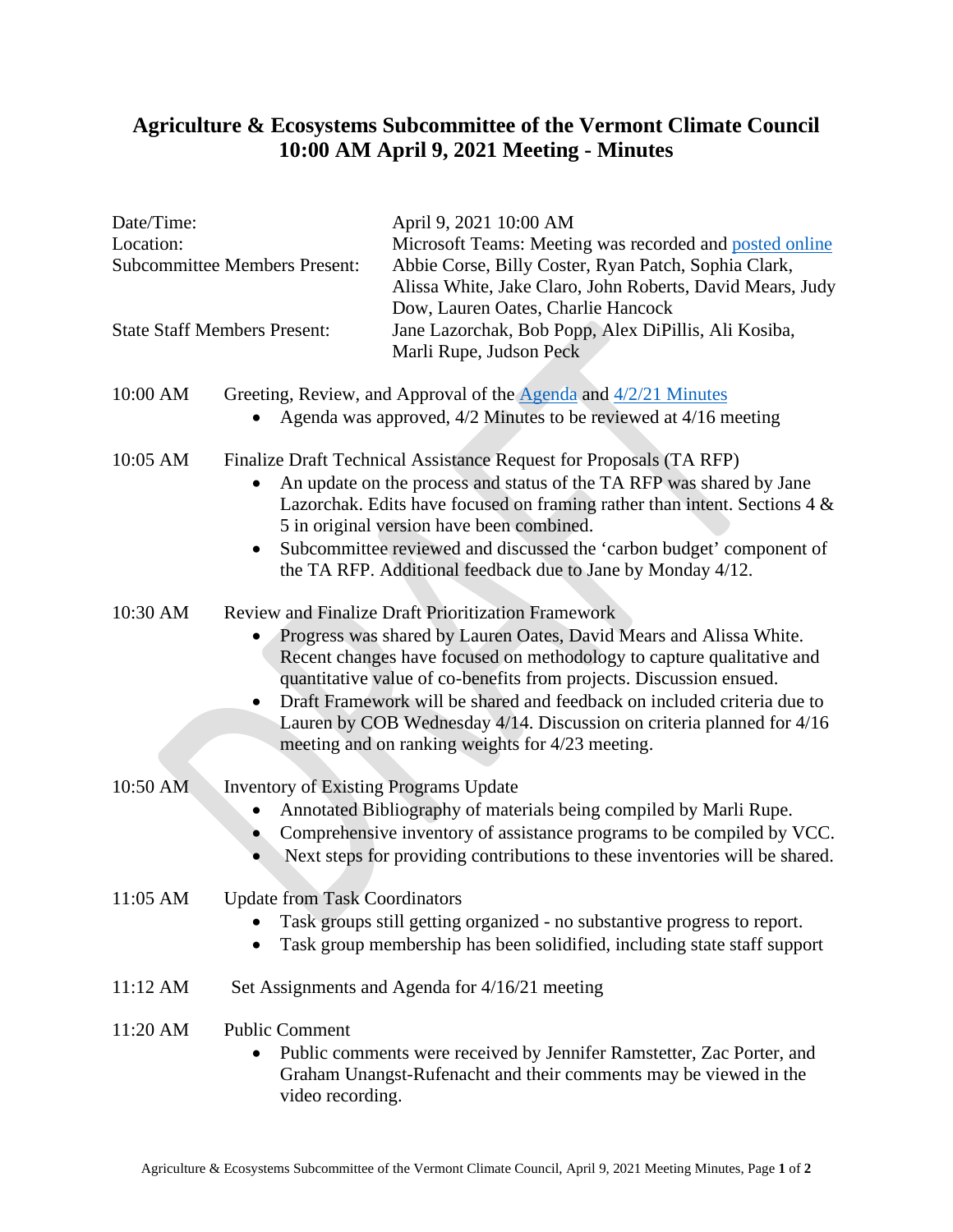# Agriculture & Ecosystems Subcommittee of the Vermont Climate Council
# 10:00 AM April 9, 2021 Meeting - Minutes

| | |
|---|---|
| Date/Time: | April 9, 2021 10:00 AM |
| Location: | Microsoft Teams: Meeting was recorded and posted online |
| Subcommittee Members Present: | Abbie Corse, Billy Coster, Ryan Patch, Sophia Clark, Alissa White, Jake Claro, John Roberts, David Mears, Judy Dow, Lauren Oates, Charlie Hancock |
| State Staff Members Present: | Jane Lazorchak, Bob Popp, Alex DiPillis, Ali Kosiba, Marli Rupe, Judson Peck |

**10:00 AM** Greeting, Review, and Approval of the Agenda and 4/2/21 Minutes

- Agenda was approved, 4/2 Minutes to be reviewed at 4/16 meeting

**10:05 AM** Finalize Draft Technical Assistance Request for Proposals (TA RFP)

- An update on the process and status of the TA RFP was shared by Jane Lazorchak. Edits have focused on framing rather than intent. Sections 4 & 5 in original version have been combined.
- Subcommittee reviewed and discussed the 'carbon budget' component of the TA RFP. Additional feedback due to Jane by Monday 4/12.

**10:30 AM** Review and Finalize Draft Prioritization Framework

- Progress was shared by Lauren Oates, David Mears and Alissa White. Recent changes have focused on methodology to capture qualitative and quantitative value of co-benefits from projects. Discussion ensued.
- Draft Framework will be shared and feedback on included criteria due to Lauren by COB Wednesday 4/14. Discussion on criteria planned for 4/16 meeting and on ranking weights for 4/23 meeting.

**10:50 AM** Inventory of Existing Programs Update

- Annotated Bibliography of materials being compiled by Marli Rupe.
- Comprehensive inventory of assistance programs to be compiled by VCC.
- Next steps for providing contributions to these inventories will be shared.

**11:05 AM** Update from Task Coordinators

- Task groups still getting organized - no substantive progress to report.
- Task group membership has been solidified, including state staff support

**11:12 AM** Set Assignments and Agenda for 4/16/21 meeting

**11:20 AM** Public Comment

- Public comments were received by Jennifer Ramstetter, Zac Porter, and Graham Unangst-Rufenacht and their comments may be viewed in the video recording.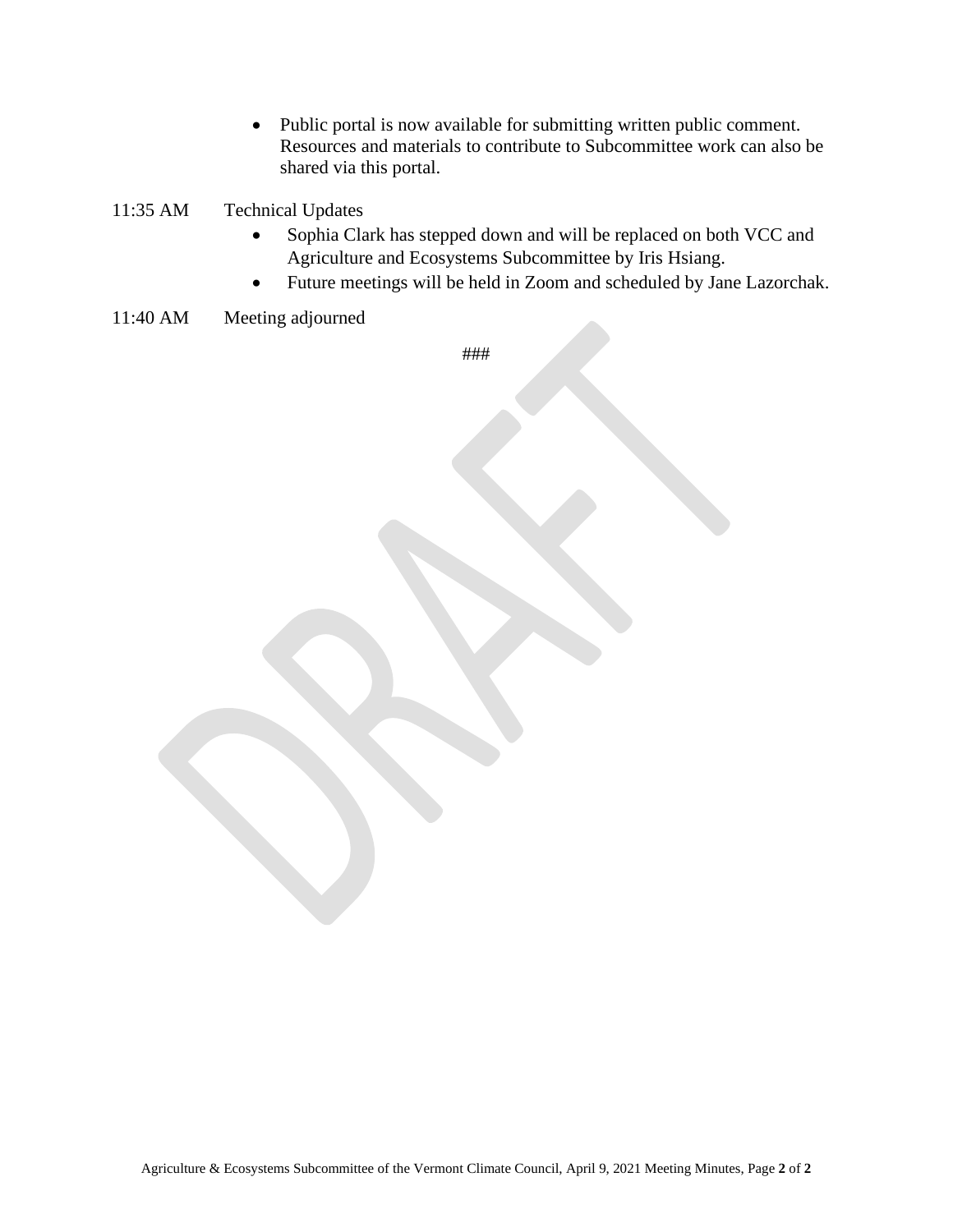- Public portal is now available for submitting written public comment. Resources and materials to contribute to Subcommittee work can also be shared via this portal.

11:35 AM Technical Updates

- Sophia Clark has stepped down and will be replaced on both VCC and Agriculture and Ecosystems Subcommittee by Iris Hsiang.
- Future meetings will be held in Zoom and scheduled by Jane Lazorchak.

11:40 AM Meeting adjourned

###